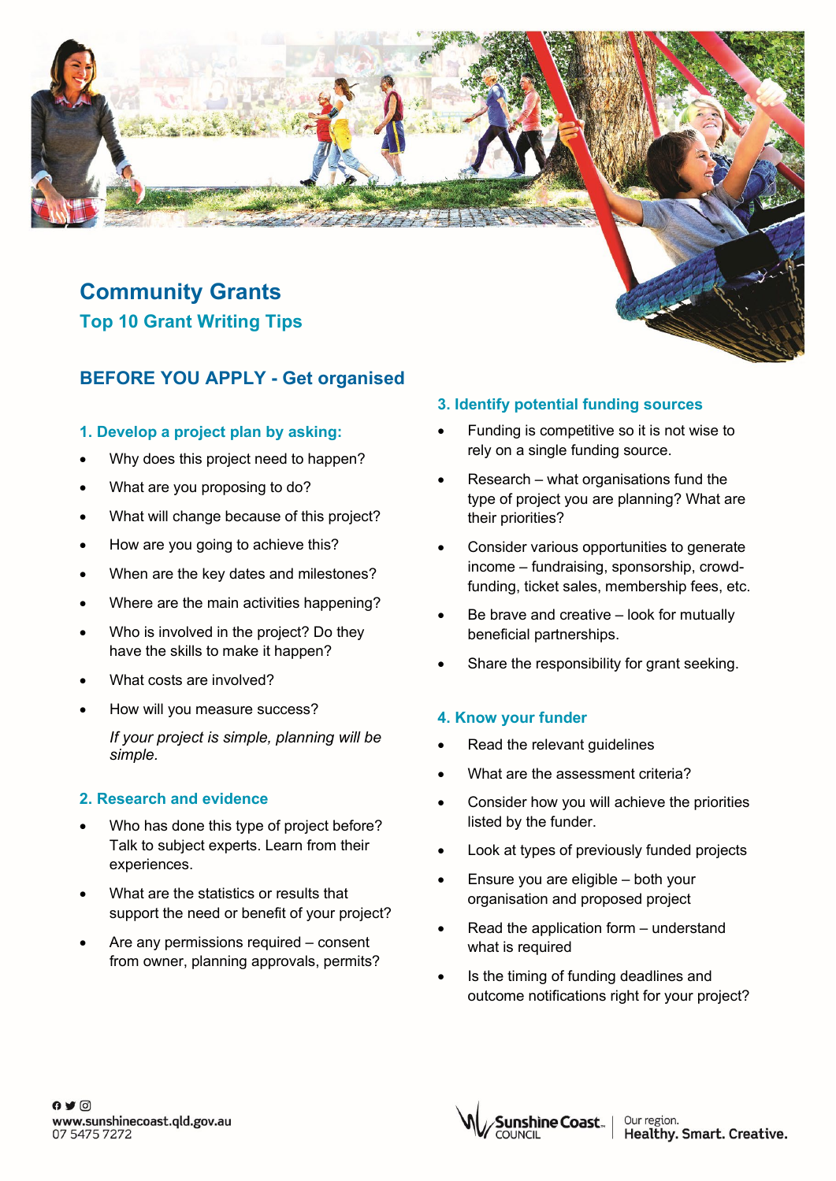# Community Grants

## Top 10 Grant Writing Tips

## BEFORE YOU APPLY - Get organised

### 1. Develop a project plan by asking:

- Why does this project need to happen?
- What are you proposing to do?
- What will change because of this project?
- How are you going to achieve this?
- When are the key dates and milestones?
- Where are the main activities happening?
- Who is involved in the project? Do they have the skills to make it happen?
- What costs are involved?
- How will you measure success?

  *If your project is simple, planning will be simple.*

### 2. Research and evidence

- Who has done this type of project before? Talk to subject experts. Learn from their experiences.
- What are the statistics or results that support the need or benefit of your project?
- Are any permissions required – consent from owner, planning approvals, permits?

### 3. Identify potential funding sources

- Funding is competitive so it is not wise to rely on a single funding source.
- Research – what organisations fund the type of project you are planning? What are their priorities?
- Consider various opportunities to generate income – fundraising, sponsorship, crowd-funding, ticket sales, membership fees, etc.
- Be brave and creative – look for mutually beneficial partnerships.
- Share the responsibility for grant seeking.

### 4. Know your funder

- Read the relevant guidelines
- What are the assessment criteria?
- Consider how you will achieve the priorities listed by the funder.
- Look at types of previously funded projects
- Ensure you are eligible – both your organisation and proposed project
- Read the application form – understand what is required
- Is the timing of funding deadlines and outcome notifications right for your project?

www.sunshinecoast.qld.gov.au
07 5475 7272

Sunshine Coast COUNCIL | Our region. Healthy. Smart. Creative.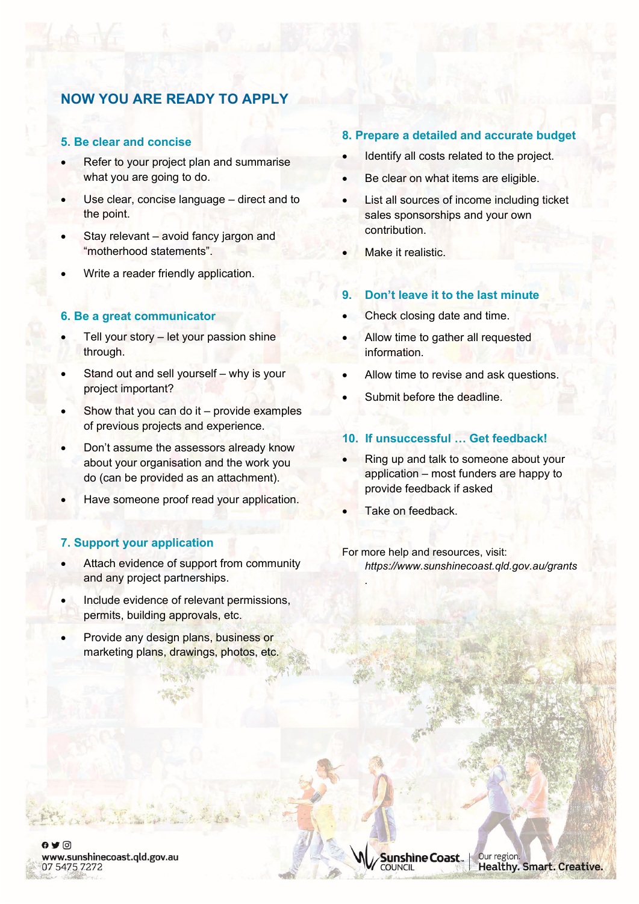# NOW YOU ARE READY TO APPLY

### 5. Be clear and concise

- Refer to your project plan and summarise what you are going to do.
- Use clear, concise language – direct and to the point.
- Stay relevant – avoid fancy jargon and “motherhood statements”.
- Write a reader friendly application.

### 6. Be a great communicator

- Tell your story – let your passion shine through.
- Stand out and sell yourself – why is your project important?
- Show that you can do it – provide examples of previous projects and experience.
- Don’t assume the assessors already know about your organisation and the work you do (can be provided as an attachment).
- Have someone proof read your application.

### 7. Support your application

- Attach evidence of support from community and any project partnerships.
- Include evidence of relevant permissions, permits, building approvals, etc.
- Provide any design plans, business or marketing plans, drawings, photos, etc.

### 8. Prepare a detailed and accurate budget

- Identify all costs related to the project.
- Be clear on what items are eligible.
- List all sources of income including ticket sales sponsorships and your own contribution.
- Make it realistic.

### 9. Don’t leave it to the last minute

- Check closing date and time.
- Allow time to gather all requested information.
- Allow time to revise and ask questions.
- Submit before the deadline.

### 10. If unsuccessful … Get feedback!

- Ring up and talk to someone about your application – most funders are happy to provide feedback if asked
- Take on feedback.

For more help and resources, visit:

*https://www.sunshinecoast.qld.gov.au/grants*

.

www.sunshinecoast.qld.gov.au
07 5475 7272

Sunshine Coast COUNCIL | Our region. Healthy. Smart. Creative.